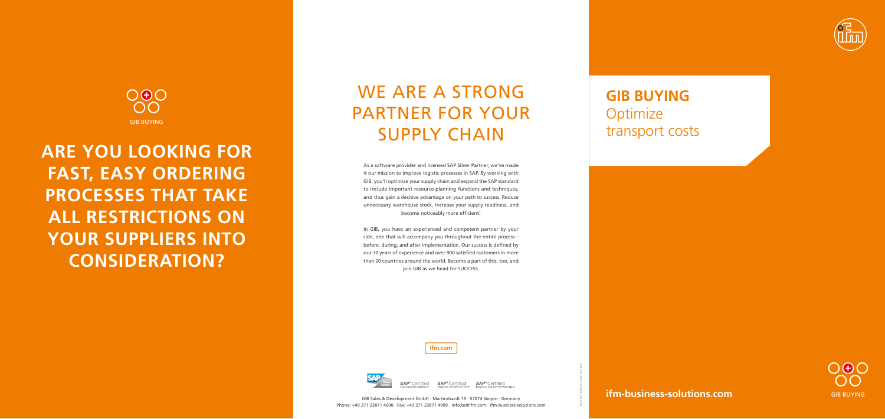GIB BUYING

# ARE YOU LOOKING FOR FAST, EASY ORDERING PROCESSES THAT TAKE ALL RESTRICTIONS ON YOUR SUPPLIERS INTO CONSIDERATION?

# WE ARE A STRONG PARTNER FOR YOUR SUPPLY CHAIN

As a software provider and licensed SAP Silver Partner, we've made it our mission to improve logistic processes in SAP. By working with GIB, you'll optimize your supply chain and expand the SAP standard to include important resource-planning functions and techniques, and thus gain a decisive advantage on your path to success. Reduce unnecessary warehouse stock, increase your supply readiness, and become noticeably more efficient!

In GIB, you have an experienced and competent partner by your side, one that will accompany you throughout the entire process – before, during, and after implementation. Our success is defined by our 30 years of experience and over 900 satisfied customers in more than 20 countries around the world. Become a part of this, too, and join GIB as we head for SUCCESS.

ifm.com

SAP Silver Partner · SAP® Certified Powered by SAP NetWeaver® · SAP® Certified Integration with SAP S/4HANA® · SAP® Certified Integration with SAP S/4HANA® Cloud

GIB Sales & Development GmbH · Martinshardt 19 · 57074 Siegen · Germany
Phone: +49 271 23871 4000 · Fax: +49 271 23871 4999 · info.bs@ifm.com · ifm-business-solutions.com

# GIB BUYING

## Optimize transport costs

**ifm-business-solutions.com**

GIB BUYING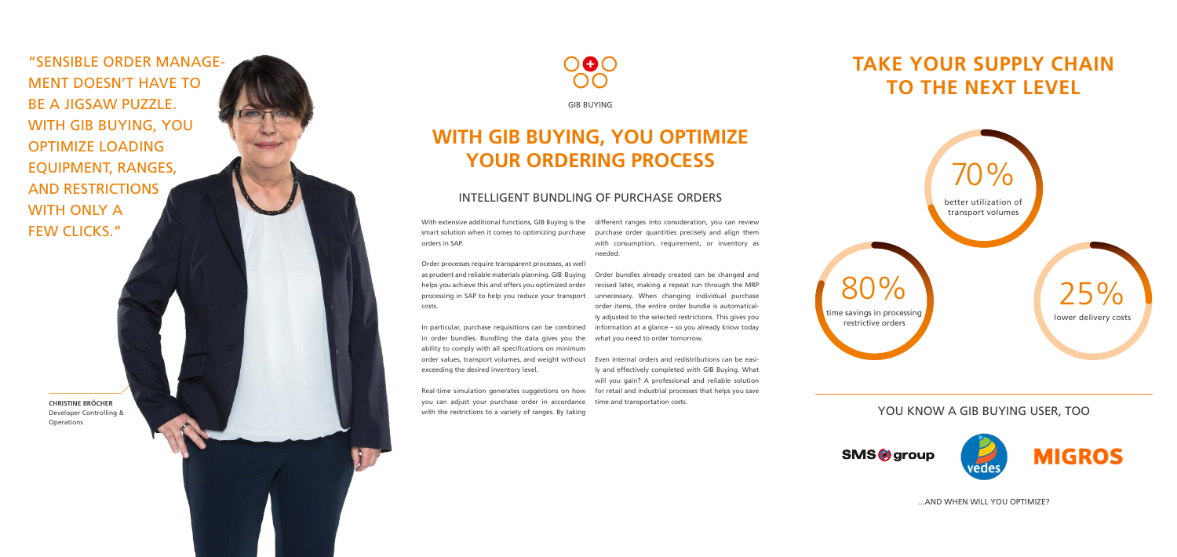"SENSIBLE ORDER MANAGEMENT DOESN'T HAVE TO BE A JIGSAW PUZZLE. WITH GIB BUYING, YOU OPTIMIZE LOADING EQUIPMENT, RANGES, AND RESTRICTIONS WITH ONLY A FEW CLICKS."

**CHRISTINE BRÖCHER**
Developer Controlling & Operations

GIB BUYING

# WITH GIB BUYING, YOU OPTIMIZE YOUR ORDERING PROCESS

## INTELLIGENT BUNDLING OF PURCHASE ORDERS

With extensive additional functions, GIB Buying is the smart solution when it comes to optimizing purchase orders in SAP.

Order processes require transparent processes, as well as prudent and reliable materials planning. GIB Buying helps you achieve this and offers you optimized order processing in SAP to help you reduce your transport costs.

In particular, purchase requisitions can be combined in order bundles. Bundling the data gives you the ability to comply with all specifications on minimum order values, transport volumes, and weight without exceeding the desired inventory level.

Real-time simulation generates suggestions on how you can adjust your purchase order in accordance with the restrictions to a variety of ranges. By taking different ranges into consideration, you can review purchase order quantities precisely and align them with consumption, requirement, or inventory as needed.

Order bundles already created can be changed and revised later, making a repeat run through the MRP unnecessary. When changing individual purchase order items, the entire order bundle is automatically adjusted to the selected restrictions. This gives you information at a glance – so you already know today what you need to order tomorrow.

Even internal orders and redistributions can be easily and effectively completed with GIB Buying. What will you gain? A professional and reliable solution for retail and industrial processes that helps you save time and transportation costs.

# TAKE YOUR SUPPLY CHAIN TO THE NEXT LEVEL

70%
better utilization of transport volumes

80%
time savings in processing restrictive orders

25%
lower delivery costs

## YOU KNOW A GIB BUYING USER, TOO

SMS group

vedes

MIGROS

...AND WHEN WILL YOU OPTIMIZE?